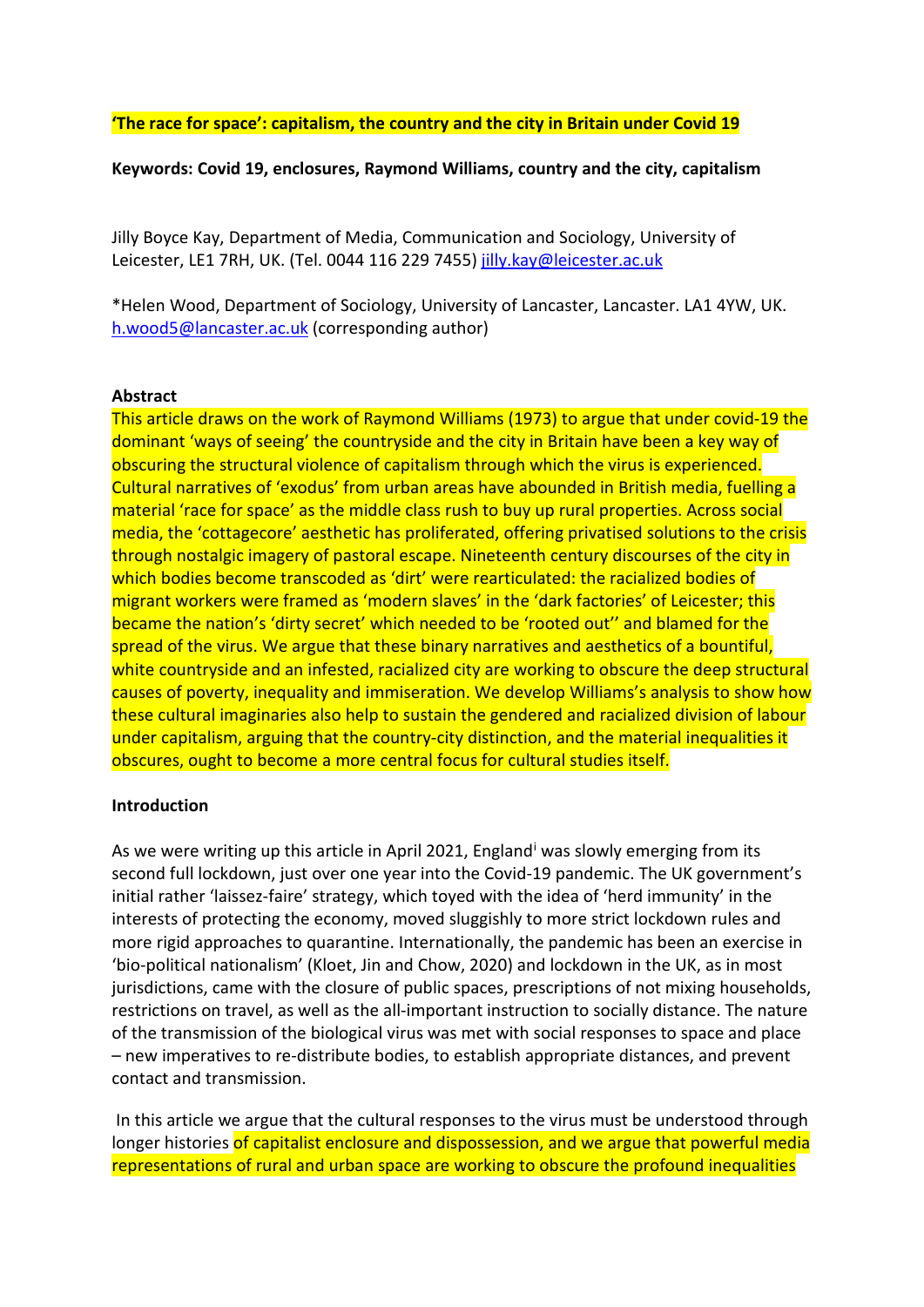**'The race for space': capitalism, the country and the city in Britain under Covid 19**

**Keywords: Covid 19, enclosures, Raymond Williams, country and the city, capitalism**

Jilly Boyce Kay, Department of Media, Communication and Sociology, University of Leicester, LE1 7RH, UK. (Tel. 0044 116 229 7455) jilly.kay@leicester.ac.uk

*Helen Wood, Department of Sociology, University of Lancaster, Lancaster. LA1 4YW, UK. h.wood5@lancaster.ac.uk (corresponding author)

**Abstract**

This article draws on the work of Raymond Williams (1973) to argue that under covid-19 the dominant 'ways of seeing' the countryside and the city in Britain have been a key way of obscuring the structural violence of capitalism through which the virus is experienced. Cultural narratives of 'exodus' from urban areas have abounded in British media, fuelling a material 'race for space' as the middle class rush to buy up rural properties. Across social media, the 'cottagecore' aesthetic has proliferated, offering privatised solutions to the crisis through nostalgic imagery of pastoral escape. Nineteenth century discourses of the city in which bodies become transcoded as 'dirt' were rearticulated: the racialized bodies of migrant workers were framed as 'modern slaves' in the 'dark factories' of Leicester; this became the nation's 'dirty secret' which needed to be 'rooted out'' and blamed for the spread of the virus. We argue that these binary narratives and aesthetics of a bountiful, white countryside and an infested, racialized city are working to obscure the deep structural causes of poverty, inequality and immiseration. We develop Williams's analysis to show how these cultural imaginaries also help to sustain the gendered and racialized division of labour under capitalism, arguing that the country-city distinction, and the material inequalities it obscures, ought to become a more central focus for cultural studies itself.

**Introduction**

As we were writing up this article in April 2021, England[i] was slowly emerging from its second full lockdown, just over one year into the Covid-19 pandemic. The UK government's initial rather 'laissez-faire' strategy, which toyed with the idea of 'herd immunity' in the interests of protecting the economy, moved sluggishly to more strict lockdown rules and more rigid approaches to quarantine. Internationally, the pandemic has been an exercise in 'bio-political nationalism' (Kloet, Jin and Chow, 2020) and lockdown in the UK, as in most jurisdictions, came with the closure of public spaces, prescriptions of not mixing households, restrictions on travel, as well as the all-important instruction to socially distance. The nature of the transmission of the biological virus was met with social responses to space and place – new imperatives to re-distribute bodies, to establish appropriate distances, and prevent contact and transmission.

In this article we argue that the cultural responses to the virus must be understood through longer histories of capitalist enclosure and dispossession, and we argue that powerful media representations of rural and urban space are working to obscure the profound inequalities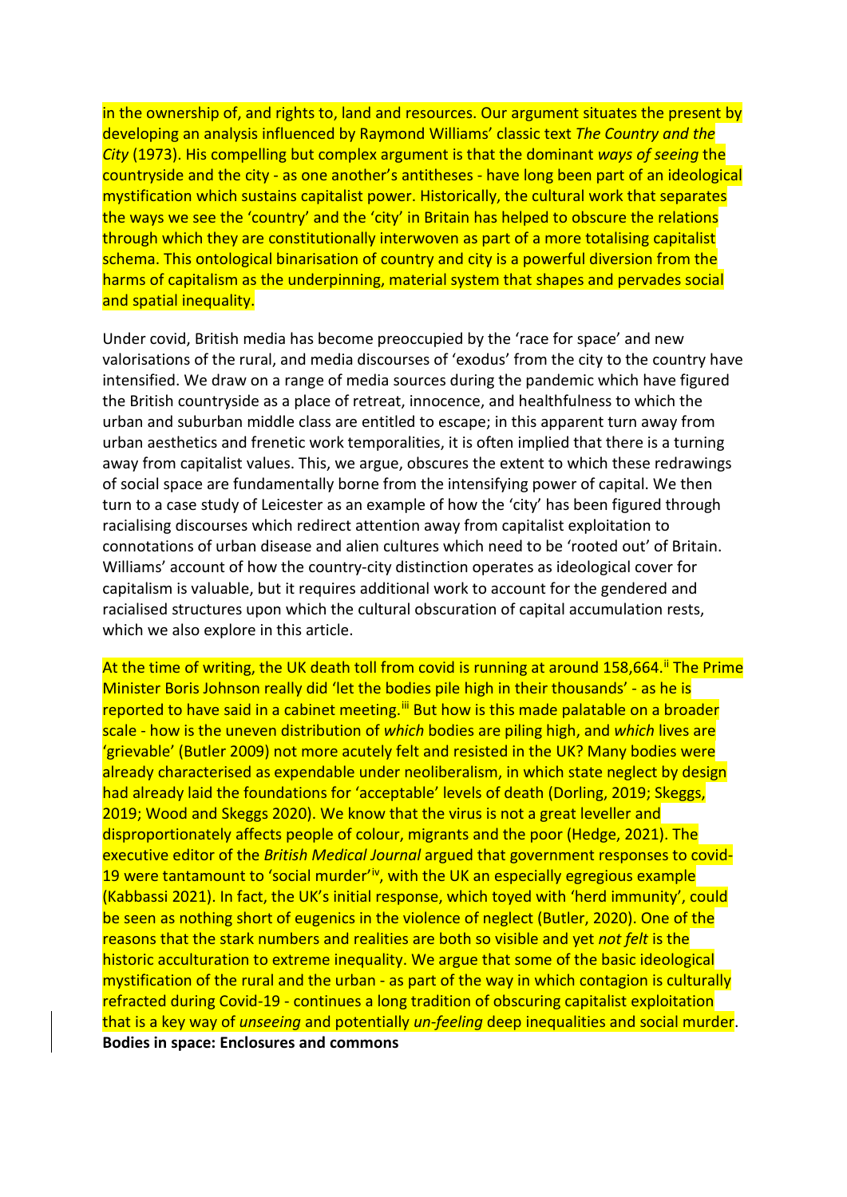in the ownership of, and rights to, land and resources. Our argument situates the present by developing an analysis influenced by Raymond Williams' classic text *The Country and the City* (1973). His compelling but complex argument is that the dominant *ways of seeing* the countryside and the city - as one another's antitheses - have long been part of an ideological mystification which sustains capitalist power. Historically, the cultural work that separates the ways we see the 'country' and the 'city' in Britain has helped to obscure the relations through which they are constitutionally interwoven as part of a more totalising capitalist schema. This ontological binarisation of country and city is a powerful diversion from the harms of capitalism as the underpinning, material system that shapes and pervades social and spatial inequality.

Under covid, British media has become preoccupied by the 'race for space' and new valorisations of the rural, and media discourses of 'exodus' from the city to the country have intensified. We draw on a range of media sources during the pandemic which have figured the British countryside as a place of retreat, innocence, and healthfulness to which the urban and suburban middle class are entitled to escape; in this apparent turn away from urban aesthetics and frenetic work temporalities, it is often implied that there is a turning away from capitalist values. This, we argue, obscures the extent to which these redrawings of social space are fundamentally borne from the intensifying power of capital. We then turn to a case study of Leicester as an example of how the 'city' has been figured through racialising discourses which redirect attention away from capitalist exploitation to connotations of urban disease and alien cultures which need to be 'rooted out' of Britain. Williams' account of how the country-city distinction operates as ideological cover for capitalism is valuable, but it requires additional work to account for the gendered and racialised structures upon which the cultural obscuration of capital accumulation rests, which we also explore in this article.

At the time of writing, the UK death toll from covid is running at around 158,664.[ii] The Prime Minister Boris Johnson really did 'let the bodies pile high in their thousands' - as he is reported to have said in a cabinet meeting.[iii] But how is this made palatable on a broader scale - how is the uneven distribution of *which* bodies are piling high, and *which* lives are 'grievable' (Butler 2009) not more acutely felt and resisted in the UK? Many bodies were already characterised as expendable under neoliberalism, in which state neglect by design had already laid the foundations for 'acceptable' levels of death (Dorling, 2019; Skeggs, 2019; Wood and Skeggs 2020). We know that the virus is not a great leveller and disproportionately affects people of colour, migrants and the poor (Hedge, 2021). The executive editor of the *British Medical Journal* argued that government responses to covid-19 were tantamount to 'social murder'[iv], with the UK an especially egregious example (Kabbassi 2021). In fact, the UK's initial response, which toyed with 'herd immunity', could be seen as nothing short of eugenics in the violence of neglect (Butler, 2020). One of the reasons that the stark numbers and realities are both so visible and yet *not felt* is the historic acculturation to extreme inequality. We argue that some of the basic ideological mystification of the rural and the urban - as part of the way in which contagion is culturally refracted during Covid-19 - continues a long tradition of obscuring capitalist exploitation that is a key way of *unseeing* and potentially *un-feeling* deep inequalities and social murder.

**Bodies in space: Enclosures and commons**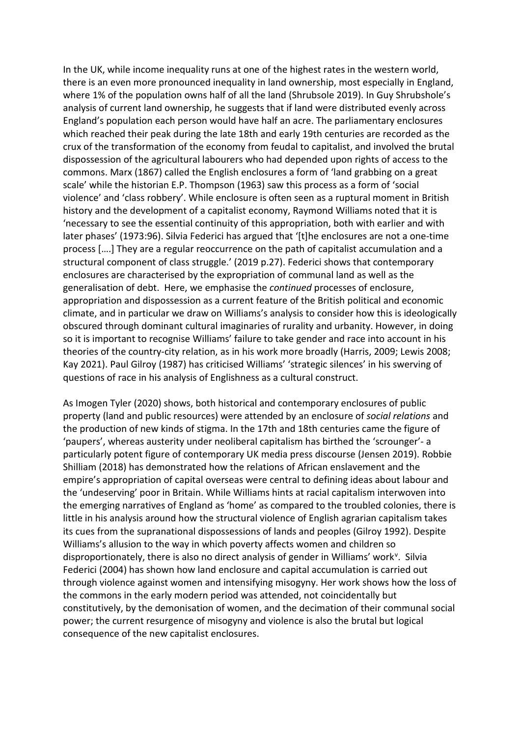In the UK, while income inequality runs at one of the highest rates in the western world, there is an even more pronounced inequality in land ownership, most especially in England, where 1% of the population owns half of all the land (Shrubsole 2019). In Guy Shrubshole's analysis of current land ownership, he suggests that if land were distributed evenly across England's population each person would have half an acre. The parliamentary enclosures which reached their peak during the late 18th and early 19th centuries are recorded as the crux of the transformation of the economy from feudal to capitalist, and involved the brutal dispossession of the agricultural labourers who had depended upon rights of access to the commons. Marx (1867) called the English enclosures a form of 'land grabbing on a great scale' while the historian E.P. Thompson (1963) saw this process as a form of 'social violence' and 'class robbery'. While enclosure is often seen as a ruptural moment in British history and the development of a capitalist economy, Raymond Williams noted that it is 'necessary to see the essential continuity of this appropriation, both with earlier and with later phases' (1973:96). Silvia Federici has argued that '[t]he enclosures are not a one-time process [….] They are a regular reoccurrence on the path of capitalist accumulation and a structural component of class struggle.' (2019 p.27). Federici shows that contemporary enclosures are characterised by the expropriation of communal land as well as the generalisation of debt. Here, we emphasise the *continued* processes of enclosure, appropriation and dispossession as a current feature of the British political and economic climate, and in particular we draw on Williams's analysis to consider how this is ideologically obscured through dominant cultural imaginaries of rurality and urbanity. However, in doing so it is important to recognise Williams' failure to take gender and race into account in his theories of the country-city relation, as in his work more broadly (Harris, 2009; Lewis 2008; Kay 2021). Paul Gilroy (1987) has criticised Williams' 'strategic silences' in his swerving of questions of race in his analysis of Englishness as a cultural construct.

As Imogen Tyler (2020) shows, both historical and contemporary enclosures of public property (land and public resources) were attended by an enclosure of *social relations* and the production of new kinds of stigma. In the 17th and 18th centuries came the figure of 'paupers', whereas austerity under neoliberal capitalism has birthed the 'scrounger'- a particularly potent figure of contemporary UK media press discourse (Jensen 2019). Robbie Shilliam (2018) has demonstrated how the relations of African enslavement and the empire's appropriation of capital overseas were central to defining ideas about labour and the 'undeserving' poor in Britain. While Williams hints at racial capitalism interwoven into the emerging narratives of England as 'home' as compared to the troubled colonies, there is little in his analysis around how the structural violence of English agrarian capitalism takes its cues from the supranational dispossessions of lands and peoples (Gilroy 1992). Despite Williams's allusion to the way in which poverty affects women and children so disproportionately, there is also no direct analysis of gender in Williams' work[v]. Silvia Federici (2004) has shown how land enclosure and capital accumulation is carried out through violence against women and intensifying misogyny. Her work shows how the loss of the commons in the early modern period was attended, not coincidentally but constitutively, by the demonisation of women, and the decimation of their communal social power; the current resurgence of misogyny and violence is also the brutal but logical consequence of the new capitalist enclosures.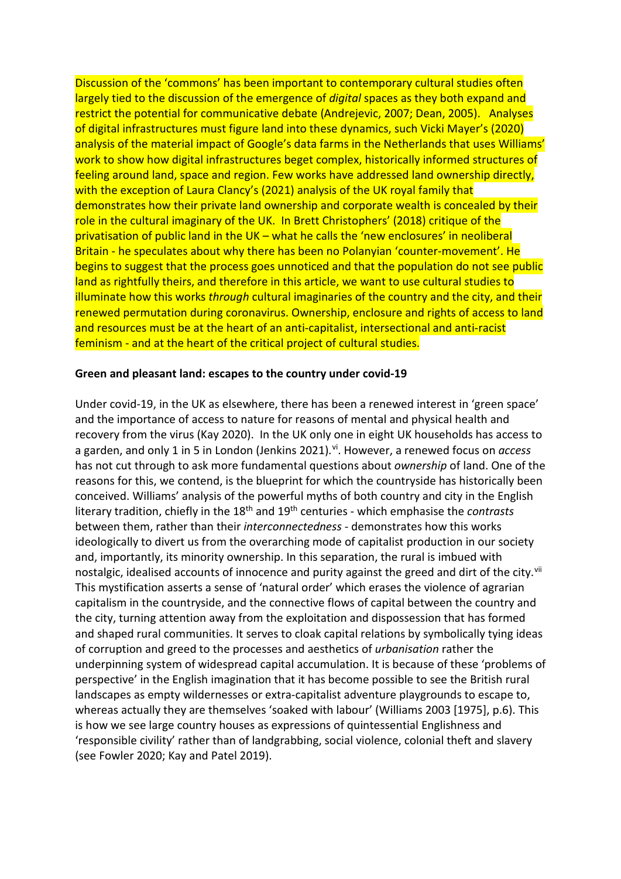Discussion of the 'commons' has been important to contemporary cultural studies often largely tied to the discussion of the emergence of *digital* spaces as they both expand and restrict the potential for communicative debate (Andrejevic, 2007; Dean, 2005). Analyses of digital infrastructures must figure land into these dynamics, such Vicki Mayer's (2020) analysis of the material impact of Google's data farms in the Netherlands that uses Williams' work to show how digital infrastructures beget complex, historically informed structures of feeling around land, space and region. Few works have addressed land ownership directly, with the exception of Laura Clancy's (2021) analysis of the UK royal family that demonstrates how their private land ownership and corporate wealth is concealed by their role in the cultural imaginary of the UK. In Brett Christophers' (2018) critique of the privatisation of public land in the UK – what he calls the 'new enclosures' in neoliberal Britain - he speculates about why there has been no Polanyian 'counter-movement'. He begins to suggest that the process goes unnoticed and that the population do not see public land as rightfully theirs, and therefore in this article, we want to use cultural studies to illuminate how this works *through* cultural imaginaries of the country and the city, and their renewed permutation during coronavirus. Ownership, enclosure and rights of access to land and resources must be at the heart of an anti-capitalist, intersectional and anti-racist feminism - and at the heart of the critical project of cultural studies.

**Green and pleasant land: escapes to the country under covid-19**

Under covid-19, in the UK as elsewhere, there has been a renewed interest in 'green space' and the importance of access to nature for reasons of mental and physical health and recovery from the virus (Kay 2020). In the UK only one in eight UK households has access to a garden, and only 1 in 5 in London (Jenkins 2021).[vi]. However, a renewed focus on *access* has not cut through to ask more fundamental questions about *ownership* of land. One of the reasons for this, we contend, is the blueprint for which the countryside has historically been conceived. Williams' analysis of the powerful myths of both country and city in the English literary tradition, chiefly in the 18th and 19th centuries - which emphasise the *contrasts* between them, rather than their *interconnectedness* - demonstrates how this works ideologically to divert us from the overarching mode of capitalist production in our society and, importantly, its minority ownership. In this separation, the rural is imbued with nostalgic, idealised accounts of innocence and purity against the greed and dirt of the city.[vii] This mystification asserts a sense of 'natural order' which erases the violence of agrarian capitalism in the countryside, and the connective flows of capital between the country and the city, turning attention away from the exploitation and dispossession that has formed and shaped rural communities. It serves to cloak capital relations by symbolically tying ideas of corruption and greed to the processes and aesthetics of *urbanisation* rather the underpinning system of widespread capital accumulation. It is because of these 'problems of perspective' in the English imagination that it has become possible to see the British rural landscapes as empty wildernesses or extra-capitalist adventure playgrounds to escape to, whereas actually they are themselves 'soaked with labour' (Williams 2003 [1975], p.6). This is how we see large country houses as expressions of quintessential Englishness and 'responsible civility' rather than of landgrabbing, social violence, colonial theft and slavery (see Fowler 2020; Kay and Patel 2019).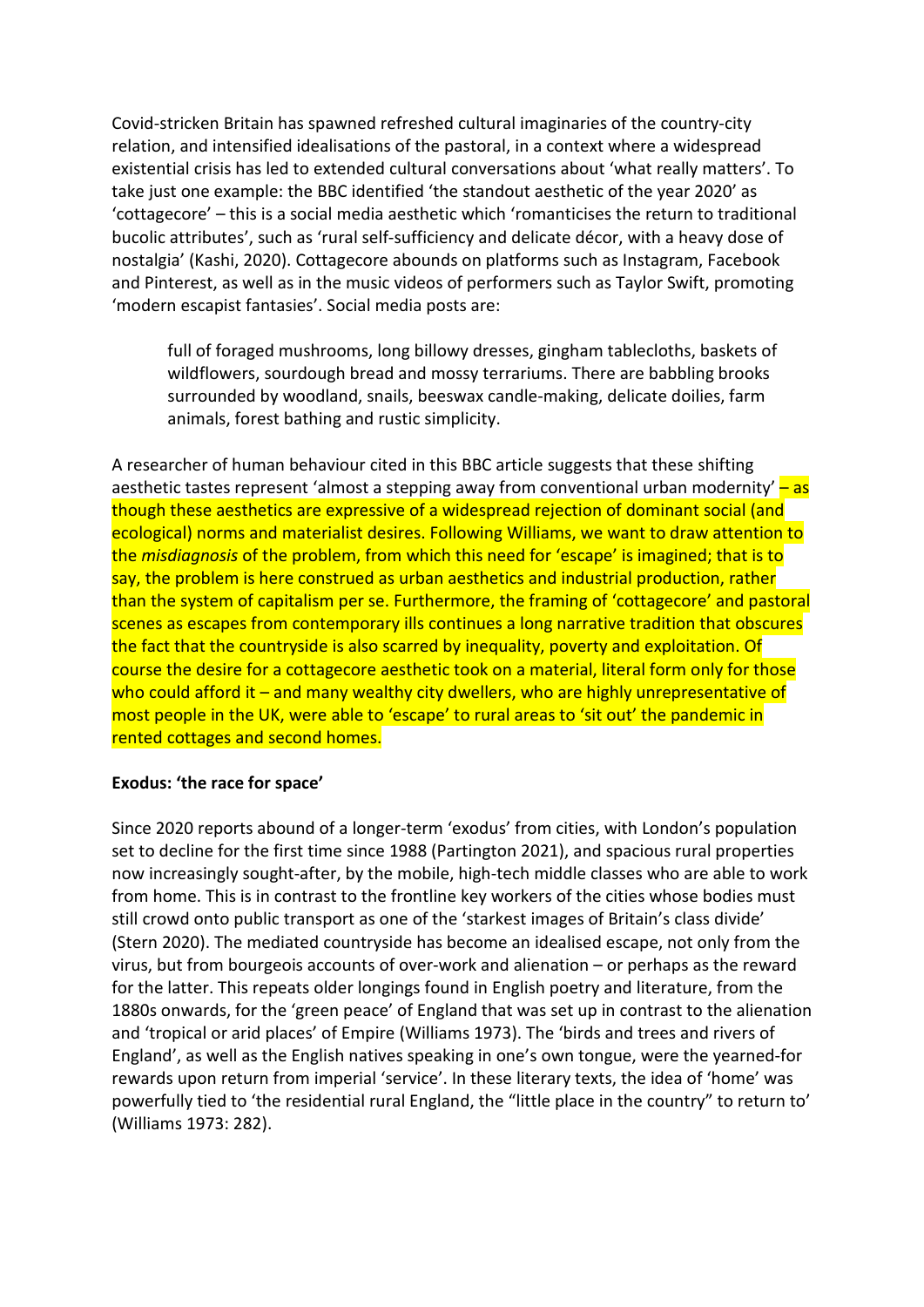Covid-stricken Britain has spawned refreshed cultural imaginaries of the country-city relation, and intensified idealisations of the pastoral, in a context where a widespread existential crisis has led to extended cultural conversations about 'what really matters'. To take just one example: the BBC identified 'the standout aesthetic of the year 2020' as 'cottagecore' – this is a social media aesthetic which 'romanticises the return to traditional bucolic attributes', such as 'rural self-sufficiency and delicate décor, with a heavy dose of nostalgia' (Kashi, 2020). Cottagecore abounds on platforms such as Instagram, Facebook and Pinterest, as well as in the music videos of performers such as Taylor Swift, promoting 'modern escapist fantasies'. Social media posts are:

> full of foraged mushrooms, long billowy dresses, gingham tablecloths, baskets of wildflowers, sourdough bread and mossy terrariums. There are babbling brooks surrounded by woodland, snails, beeswax candle-making, delicate doilies, farm animals, forest bathing and rustic simplicity.

A researcher of human behaviour cited in this BBC article suggests that these shifting aesthetic tastes represent 'almost a stepping away from conventional urban modernity' – as though these aesthetics are expressive of a widespread rejection of dominant social (and ecological) norms and materialist desires. Following Williams, we want to draw attention to the *misdiagnosis* of the problem, from which this need for 'escape' is imagined; that is to say, the problem is here construed as urban aesthetics and industrial production, rather than the system of capitalism per se. Furthermore, the framing of 'cottagecore' and pastoral scenes as escapes from contemporary ills continues a long narrative tradition that obscures the fact that the countryside is also scarred by inequality, poverty and exploitation. Of course the desire for a cottagecore aesthetic took on a material, literal form only for those who could afford it – and many wealthy city dwellers, who are highly unrepresentative of most people in the UK, were able to 'escape' to rural areas to 'sit out' the pandemic in rented cottages and second homes.

**Exodus: 'the race for space'**

Since 2020 reports abound of a longer-term 'exodus' from cities, with London's population set to decline for the first time since 1988 (Partington 2021), and spacious rural properties now increasingly sought-after, by the mobile, high-tech middle classes who are able to work from home. This is in contrast to the frontline key workers of the cities whose bodies must still crowd onto public transport as one of the 'starkest images of Britain's class divide' (Stern 2020). The mediated countryside has become an idealised escape, not only from the virus, but from bourgeois accounts of over-work and alienation – or perhaps as the reward for the latter. This repeats older longings found in English poetry and literature, from the 1880s onwards, for the 'green peace' of England that was set up in contrast to the alienation and 'tropical or arid places' of Empire (Williams 1973). The 'birds and trees and rivers of England', as well as the English natives speaking in one's own tongue, were the yearned-for rewards upon return from imperial 'service'. In these literary texts, the idea of 'home' was powerfully tied to 'the residential rural England, the "little place in the country" to return to' (Williams 1973: 282).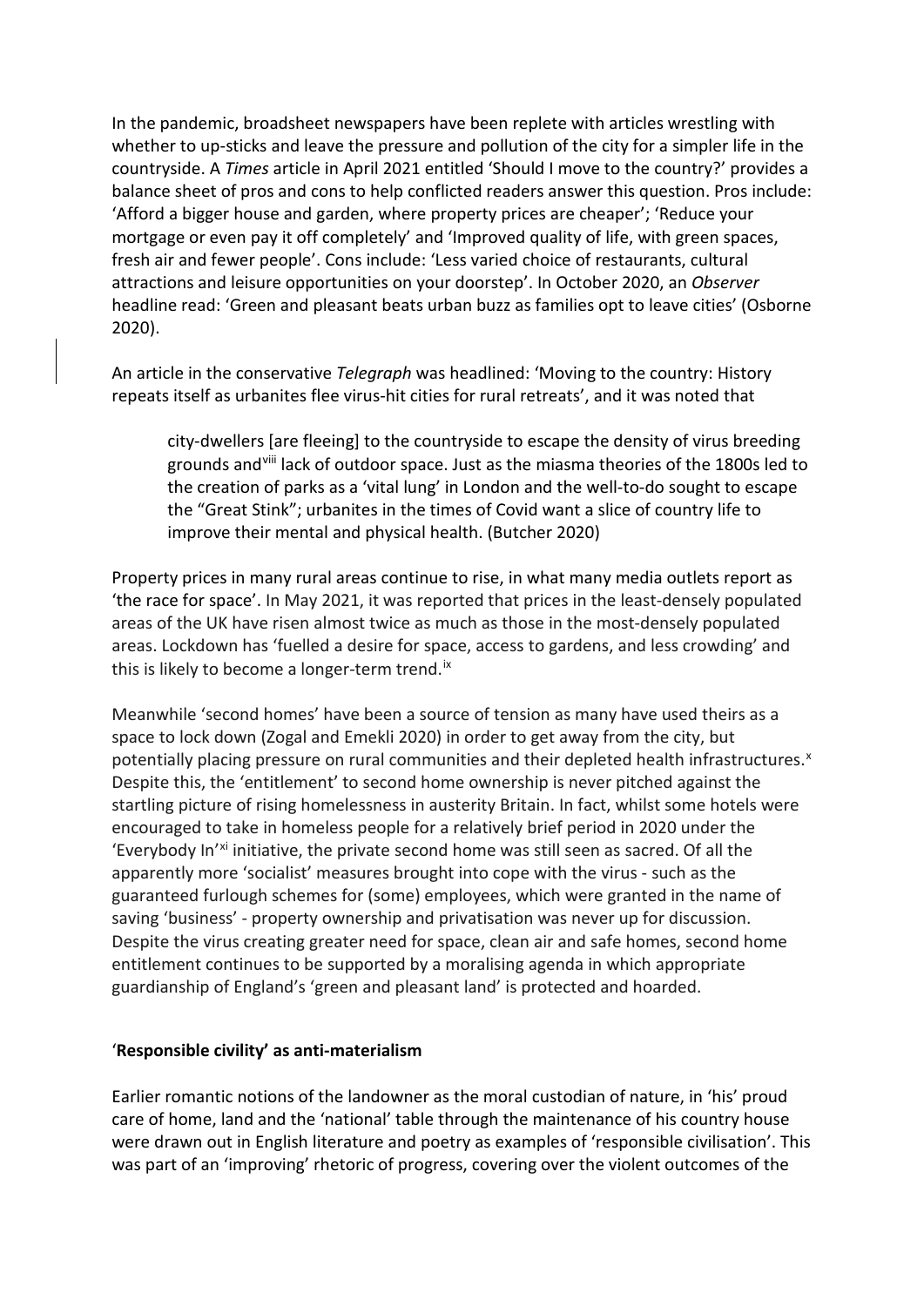In the pandemic, broadsheet newspapers have been replete with articles wrestling with whether to up-sticks and leave the pressure and pollution of the city for a simpler life in the countryside. A *Times* article in April 2021 entitled 'Should I move to the country?' provides a balance sheet of pros and cons to help conflicted readers answer this question. Pros include: 'Afford a bigger house and garden, where property prices are cheaper'; 'Reduce your mortgage or even pay it off completely' and 'Improved quality of life, with green spaces, fresh air and fewer people'. Cons include: 'Less varied choice of restaurants, cultural attractions and leisure opportunities on your doorstep'. In October 2020, an *Observer* headline read: 'Green and pleasant beats urban buzz as families opt to leave cities' (Osborne 2020).

An article in the conservative *Telegraph* was headlined: 'Moving to the country: History repeats itself as urbanites flee virus-hit cities for rural retreats', and it was noted that

> city-dwellers [are fleeing] to the countryside to escape the density of virus breeding grounds and[viii] lack of outdoor space. Just as the miasma theories of the 1800s led to the creation of parks as a 'vital lung' in London and the well-to-do sought to escape the "Great Stink"; urbanites in the times of Covid want a slice of country life to improve their mental and physical health. (Butcher 2020)

Property prices in many rural areas continue to rise, in what many media outlets report as 'the race for space'. In May 2021, it was reported that prices in the least-densely populated areas of the UK have risen almost twice as much as those in the most-densely populated areas. Lockdown has 'fuelled a desire for space, access to gardens, and less crowding' and this is likely to become a longer-term trend.[ix]

Meanwhile 'second homes' have been a source of tension as many have used theirs as a space to lock down (Zogal and Emekli 2020) in order to get away from the city, but potentially placing pressure on rural communities and their depleted health infrastructures.[x] Despite this, the 'entitlement' to second home ownership is never pitched against the startling picture of rising homelessness in austerity Britain. In fact, whilst some hotels were encouraged to take in homeless people for a relatively brief period in 2020 under the 'Everybody In'[xi] initiative, the private second home was still seen as sacred. Of all the apparently more 'socialist' measures brought into cope with the virus - such as the guaranteed furlough schemes for (some) employees, which were granted in the name of saving 'business' - property ownership and privatisation was never up for discussion. Despite the virus creating greater need for space, clean air and safe homes, second home entitlement continues to be supported by a moralising agenda in which appropriate guardianship of England's 'green and pleasant land' is protected and hoarded.

## 'Responsible civility' as anti-materialism

Earlier romantic notions of the landowner as the moral custodian of nature, in 'his' proud care of home, land and the 'national' table through the maintenance of his country house were drawn out in English literature and poetry as examples of 'responsible civilisation'. This was part of an 'improving' rhetoric of progress, covering over the violent outcomes of the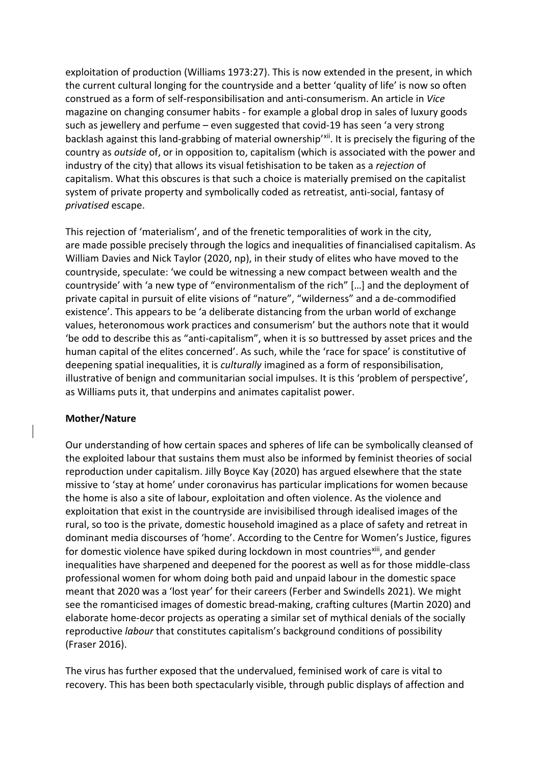exploitation of production (Williams 1973:27). This is now extended in the present, in which the current cultural longing for the countryside and a better 'quality of life' is now so often construed as a form of self-responsibilisation and anti-consumerism. An article in *Vice* magazine on changing consumer habits - for example a global drop in sales of luxury goods such as jewellery and perfume – even suggested that covid-19 has seen 'a very strong backlash against this land-grabbing of material ownership'[xii]. It is precisely the figuring of the country as *outside* of, or in opposition to, capitalism (which is associated with the power and industry of the city) that allows its visual fetishisation to be taken as a *rejection* of capitalism. What this obscures is that such a choice is materially premised on the capitalist system of private property and symbolically coded as retreatist, anti-social, fantasy of *privatised* escape.

This rejection of 'materialism', and of the frenetic temporalities of work in the city, are made possible precisely through the logics and inequalities of financialised capitalism. As William Davies and Nick Taylor (2020, np), in their study of elites who have moved to the countryside, speculate: 'we could be witnessing a new compact between wealth and the countryside' with 'a new type of "environmentalism of the rich" […] and the deployment of private capital in pursuit of elite visions of "nature", "wilderness" and a de-commodified existence'. This appears to be 'a deliberate distancing from the urban world of exchange values, heteronomous work practices and consumerism' but the authors note that it would 'be odd to describe this as "anti-capitalism", when it is so buttressed by asset prices and the human capital of the elites concerned'. As such, while the 'race for space' is constitutive of deepening spatial inequalities, it is *culturally* imagined as a form of responsibilisation, illustrative of benign and communitarian social impulses. It is this 'problem of perspective', as Williams puts it, that underpins and animates capitalist power.

**Mother/Nature**

Our understanding of how certain spaces and spheres of life can be symbolically cleansed of the exploited labour that sustains them must also be informed by feminist theories of social reproduction under capitalism. Jilly Boyce Kay (2020) has argued elsewhere that the state missive to 'stay at home' under coronavirus has particular implications for women because the home is also a site of labour, exploitation and often violence. As the violence and exploitation that exist in the countryside are invisibilised through idealised images of the rural, so too is the private, domestic household imagined as a place of safety and retreat in dominant media discourses of 'home'. According to the Centre for Women's Justice, figures for domestic violence have spiked during lockdown in most countries[xiii], and gender inequalities have sharpened and deepened for the poorest as well as for those middle-class professional women for whom doing both paid and unpaid labour in the domestic space meant that 2020 was a 'lost year' for their careers (Ferber and Swindells 2021). We might see the romanticised images of domestic bread-making, crafting cultures (Martin 2020) and elaborate home-decor projects as operating a similar set of mythical denials of the socially reproductive *labour* that constitutes capitalism's background conditions of possibility (Fraser 2016).

The virus has further exposed that the undervalued, feminised work of care is vital to recovery. This has been both spectacularly visible, through public displays of affection and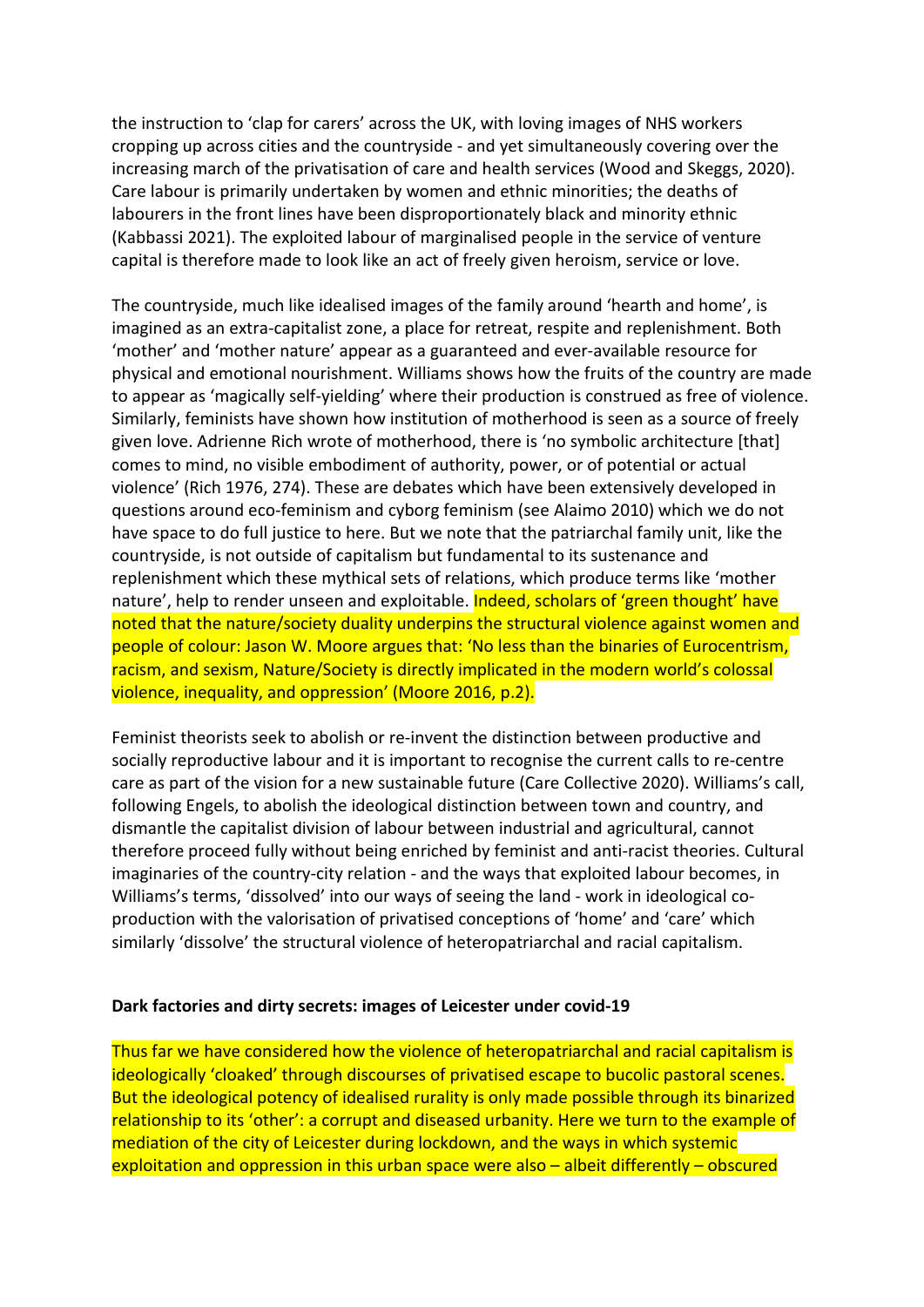the instruction to 'clap for carers' across the UK, with loving images of NHS workers cropping up across cities and the countryside - and yet simultaneously covering over the increasing march of the privatisation of care and health services (Wood and Skeggs, 2020). Care labour is primarily undertaken by women and ethnic minorities; the deaths of labourers in the front lines have been disproportionately black and minority ethnic (Kabbassi 2021). The exploited labour of marginalised people in the service of venture capital is therefore made to look like an act of freely given heroism, service or love.

The countryside, much like idealised images of the family around 'hearth and home', is imagined as an extra-capitalist zone, a place for retreat, respite and replenishment. Both 'mother' and 'mother nature' appear as a guaranteed and ever-available resource for physical and emotional nourishment. Williams shows how the fruits of the country are made to appear as 'magically self-yielding' where their production is construed as free of violence. Similarly, feminists have shown how institution of motherhood is seen as a source of freely given love. Adrienne Rich wrote of motherhood, there is 'no symbolic architecture [that] comes to mind, no visible embodiment of authority, power, or of potential or actual violence' (Rich 1976, 274). These are debates which have been extensively developed in questions around eco-feminism and cyborg feminism (see Alaimo 2010) which we do not have space to do full justice to here. But we note that the patriarchal family unit, like the countryside, is not outside of capitalism but fundamental to its sustenance and replenishment which these mythical sets of relations, which produce terms like 'mother nature', help to render unseen and exploitable. Indeed, scholars of 'green thought' have noted that the nature/society duality underpins the structural violence against women and people of colour: Jason W. Moore argues that: 'No less than the binaries of Eurocentrism, racism, and sexism, Nature/Society is directly implicated in the modern world's colossal violence, inequality, and oppression' (Moore 2016, p.2).

Feminist theorists seek to abolish or re-invent the distinction between productive and socially reproductive labour and it is important to recognise the current calls to re-centre care as part of the vision for a new sustainable future (Care Collective 2020). Williams's call, following Engels, to abolish the ideological distinction between town and country, and dismantle the capitalist division of labour between industrial and agricultural, cannot therefore proceed fully without being enriched by feminist and anti-racist theories. Cultural imaginaries of the country-city relation - and the ways that exploited labour becomes, in Williams's terms, 'dissolved' into our ways of seeing the land - work in ideological co-production with the valorisation of privatised conceptions of 'home' and 'care' which similarly 'dissolve' the structural violence of heteropatriarchal and racial capitalism.

**Dark factories and dirty secrets: images of Leicester under covid-19**

Thus far we have considered how the violence of heteropatriarchal and racial capitalism is ideologically 'cloaked' through discourses of privatised escape to bucolic pastoral scenes. But the ideological potency of idealised rurality is only made possible through its binarized relationship to its 'other': a corrupt and diseased urbanity. Here we turn to the example of mediation of the city of Leicester during lockdown, and the ways in which systemic exploitation and oppression in this urban space were also – albeit differently – obscured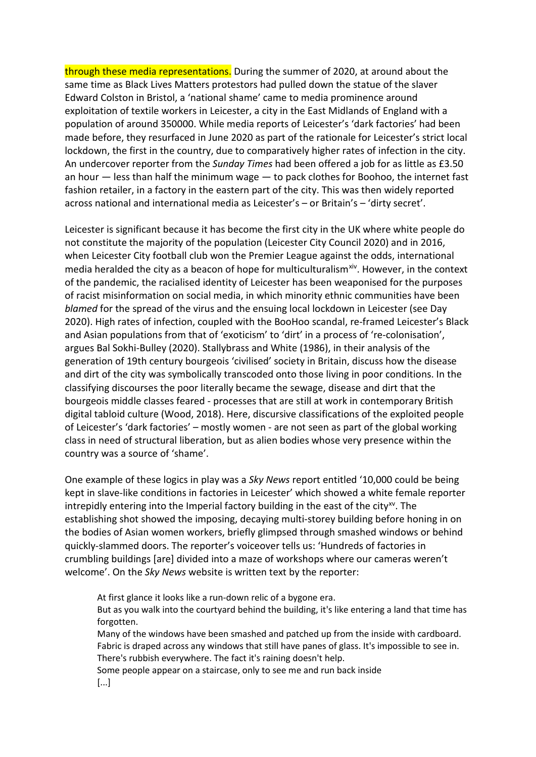through these media representations. During the summer of 2020, at around about the same time as Black Lives Matters protestors had pulled down the statue of the slaver Edward Colston in Bristol, a 'national shame' came to media prominence around exploitation of textile workers in Leicester, a city in the East Midlands of England with a population of around 350000. While media reports of Leicester's 'dark factories' had been made before, they resurfaced in June 2020 as part of the rationale for Leicester's strict local lockdown, the first in the country, due to comparatively higher rates of infection in the city. An undercover reporter from the *Sunday Times* had been offered a job for as little as £3.50 an hour — less than half the minimum wage — to pack clothes for Boohoo, the internet fast fashion retailer, in a factory in the eastern part of the city. This was then widely reported across national and international media as Leicester's – or Britain's – 'dirty secret'.

Leicester is significant because it has become the first city in the UK where white people do not constitute the majority of the population (Leicester City Council 2020) and in 2016, when Leicester City football club won the Premier League against the odds, international media heralded the city as a beacon of hope for multiculturalism[xiv]. However, in the context of the pandemic, the racialised identity of Leicester has been weaponised for the purposes of racist misinformation on social media, in which minority ethnic communities have been *blamed* for the spread of the virus and the ensuing local lockdown in Leicester (see Day 2020). High rates of infection, coupled with the BooHoo scandal, re-framed Leicester's Black and Asian populations from that of 'exoticism' to 'dirt' in a process of 're-colonisation', argues Bal Sokhi-Bulley (2020). Stallybrass and White (1986), in their analysis of the generation of 19th century bourgeois 'civilised' society in Britain, discuss how the disease and dirt of the city was symbolically transcoded onto those living in poor conditions. In the classifying discourses the poor literally became the sewage, disease and dirt that the bourgeois middle classes feared - processes that are still at work in contemporary British digital tabloid culture (Wood, 2018). Here, discursive classifications of the exploited people of Leicester's 'dark factories' – mostly women - are not seen as part of the global working class in need of structural liberation, but as alien bodies whose very presence within the country was a source of 'shame'.

One example of these logics in play was a *Sky News* report entitled '10,000 could be being kept in slave-like conditions in factories in Leicester' which showed a white female reporter intrepidly entering into the Imperial factory building in the east of the city[xv]. The establishing shot showed the imposing, decaying multi-storey building before honing in on the bodies of Asian women workers, briefly glimpsed through smashed windows or behind quickly-slammed doors. The reporter's voiceover tells us: 'Hundreds of factories in crumbling buildings [are] divided into a maze of workshops where our cameras weren't welcome'. On the *Sky News* website is written text by the reporter:

> At first glance it looks like a run-down relic of a bygone era.
> But as you walk into the courtyard behind the building, it's like entering a land that time has forgotten.
> Many of the windows have been smashed and patched up from the inside with cardboard. Fabric is draped across any windows that still have panes of glass. It's impossible to see in.
> There's rubbish everywhere. The fact it's raining doesn't help.
> Some people appear on a staircase, only to see me and run back inside
> [...]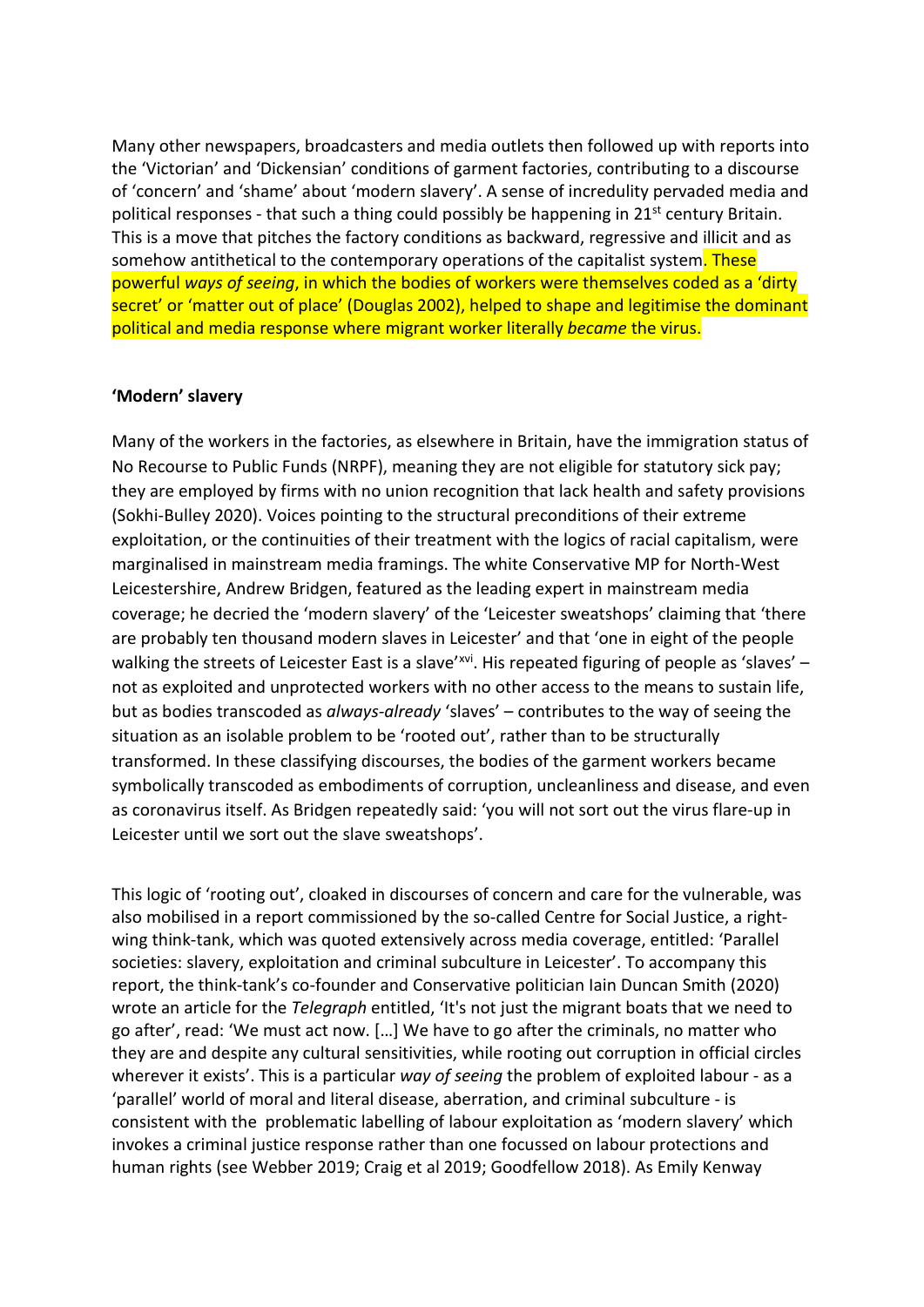Many other newspapers, broadcasters and media outlets then followed up with reports into the 'Victorian' and 'Dickensian' conditions of garment factories, contributing to a discourse of 'concern' and 'shame' about 'modern slavery'. A sense of incredulity pervaded media and political responses - that such a thing could possibly be happening in 21st century Britain. This is a move that pitches the factory conditions as backward, regressive and illicit and as somehow antithetical to the contemporary operations of the capitalist system. These powerful *ways of seeing*, in which the bodies of workers were themselves coded as a 'dirty secret' or 'matter out of place' (Douglas 2002), helped to shape and legitimise the dominant political and media response where migrant worker literally *became* the virus.

**'Modern' slavery**

Many of the workers in the factories, as elsewhere in Britain, have the immigration status of No Recourse to Public Funds (NRPF), meaning they are not eligible for statutory sick pay; they are employed by firms with no union recognition that lack health and safety provisions (Sokhi-Bulley 2020). Voices pointing to the structural preconditions of their extreme exploitation, or the continuities of their treatment with the logics of racial capitalism, were marginalised in mainstream media framings. The white Conservative MP for North-West Leicestershire, Andrew Bridgen, featured as the leading expert in mainstream media coverage; he decried the 'modern slavery' of the 'Leicester sweatshops' claiming that 'there are probably ten thousand modern slaves in Leicester' and that 'one in eight of the people walking the streets of Leicester East is a slave'[xvi]. His repeated figuring of people as 'slaves' – not as exploited and unprotected workers with no other access to the means to sustain life, but as bodies transcoded as *always-already* 'slaves' – contributes to the way of seeing the situation as an isolable problem to be 'rooted out', rather than to be structurally transformed. In these classifying discourses, the bodies of the garment workers became symbolically transcoded as embodiments of corruption, uncleanliness and disease, and even as coronavirus itself. As Bridgen repeatedly said: 'you will not sort out the virus flare-up in Leicester until we sort out the slave sweatshops'.

This logic of 'rooting out', cloaked in discourses of concern and care for the vulnerable, was also mobilised in a report commissioned by the so-called Centre for Social Justice, a right-wing think-tank, which was quoted extensively across media coverage, entitled: 'Parallel societies: slavery, exploitation and criminal subculture in Leicester'. To accompany this report, the think-tank's co-founder and Conservative politician Iain Duncan Smith (2020) wrote an article for the *Telegraph* entitled, 'It's not just the migrant boats that we need to go after', read: 'We must act now. […] We have to go after the criminals, no matter who they are and despite any cultural sensitivities, while rooting out corruption in official circles wherever it exists'. This is a particular *way of seeing* the problem of exploited labour - as a 'parallel' world of moral and literal disease, aberration, and criminal subculture - is consistent with the problematic labelling of labour exploitation as 'modern slavery' which invokes a criminal justice response rather than one focussed on labour protections and human rights (see Webber 2019; Craig et al 2019; Goodfellow 2018). As Emily Kenway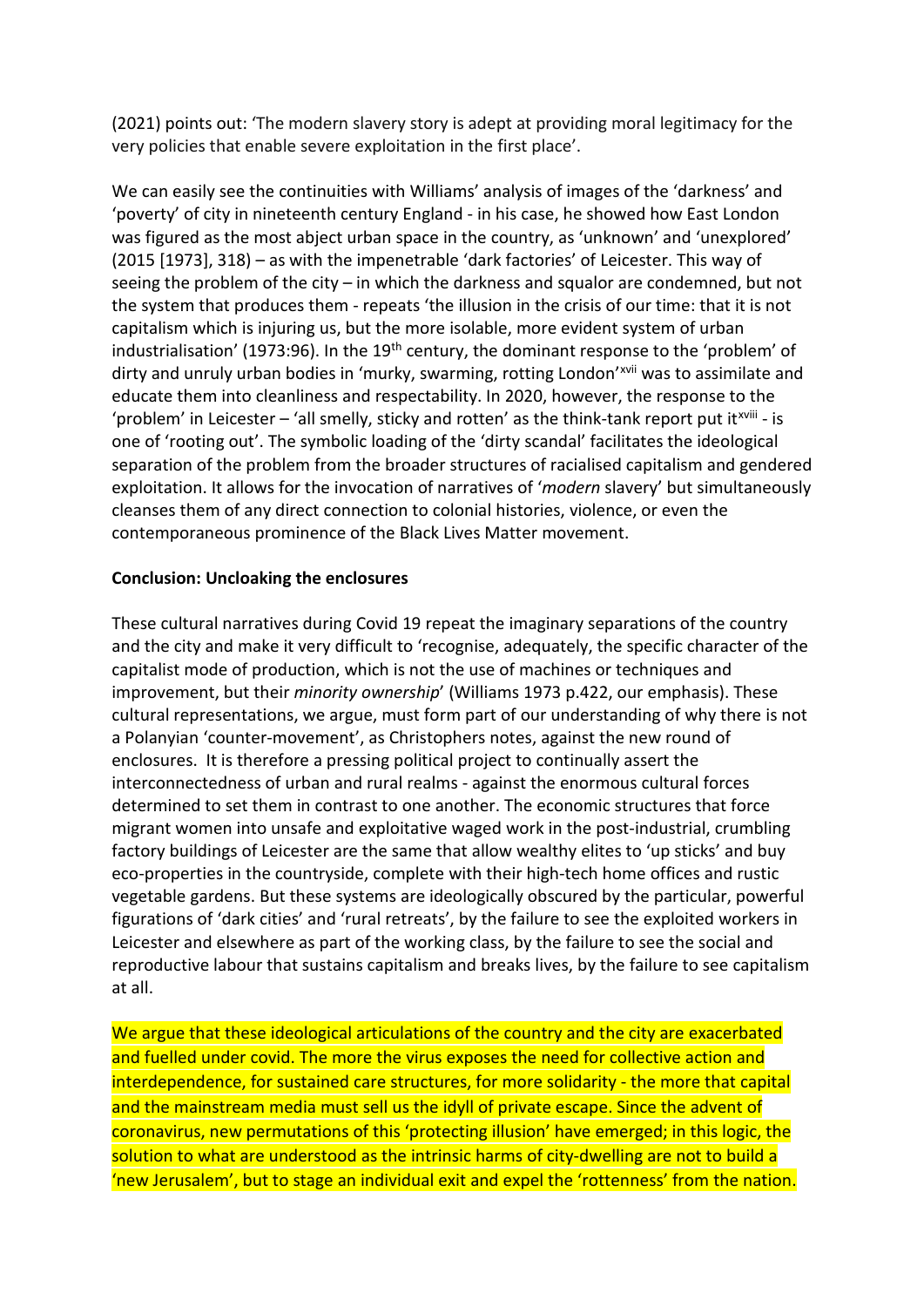(2021) points out: 'The modern slavery story is adept at providing moral legitimacy for the very policies that enable severe exploitation in the first place'.

We can easily see the continuities with Williams' analysis of images of the 'darkness' and 'poverty' of city in nineteenth century England - in his case, he showed how East London was figured as the most abject urban space in the country, as 'unknown' and 'unexplored' (2015 [1973], 318) – as with the impenetrable 'dark factories' of Leicester. This way of seeing the problem of the city – in which the darkness and squalor are condemned, but not the system that produces them - repeats 'the illusion in the crisis of our time: that it is not capitalism which is injuring us, but the more isolable, more evident system of urban industrialisation' (1973:96). In the 19th century, the dominant response to the 'problem' of dirty and unruly urban bodies in 'murky, swarming, rotting London'[xvii] was to assimilate and educate them into cleanliness and respectability. In 2020, however, the response to the 'problem' in Leicester – 'all smelly, sticky and rotten' as the think-tank report put it[xviii] - is one of 'rooting out'. The symbolic loading of the 'dirty scandal' facilitates the ideological separation of the problem from the broader structures of racialised capitalism and gendered exploitation. It allows for the invocation of narratives of '*modern* slavery' but simultaneously cleanses them of any direct connection to colonial histories, violence, or even the contemporaneous prominence of the Black Lives Matter movement.

**Conclusion: Uncloaking the enclosures**

These cultural narratives during Covid 19 repeat the imaginary separations of the country and the city and make it very difficult to 'recognise, adequately, the specific character of the capitalist mode of production, which is not the use of machines or techniques and improvement, but their *minority ownership*' (Williams 1973 p.422, our emphasis). These cultural representations, we argue, must form part of our understanding of why there is not a Polanyian 'counter-movement', as Christophers notes, against the new round of enclosures. It is therefore a pressing political project to continually assert the interconnectedness of urban and rural realms - against the enormous cultural forces determined to set them in contrast to one another. The economic structures that force migrant women into unsafe and exploitative waged work in the post-industrial, crumbling factory buildings of Leicester are the same that allow wealthy elites to 'up sticks' and buy eco-properties in the countryside, complete with their high-tech home offices and rustic vegetable gardens. But these systems are ideologically obscured by the particular, powerful figurations of 'dark cities' and 'rural retreats', by the failure to see the exploited workers in Leicester and elsewhere as part of the working class, by the failure to see the social and reproductive labour that sustains capitalism and breaks lives, by the failure to see capitalism at all.

We argue that these ideological articulations of the country and the city are exacerbated and fuelled under covid. The more the virus exposes the need for collective action and interdependence, for sustained care structures, for more solidarity - the more that capital and the mainstream media must sell us the idyll of private escape. Since the advent of coronavirus, new permutations of this 'protecting illusion' have emerged; in this logic, the solution to what are understood as the intrinsic harms of city-dwelling are not to build a 'new Jerusalem', but to stage an individual exit and expel the 'rottenness' from the nation.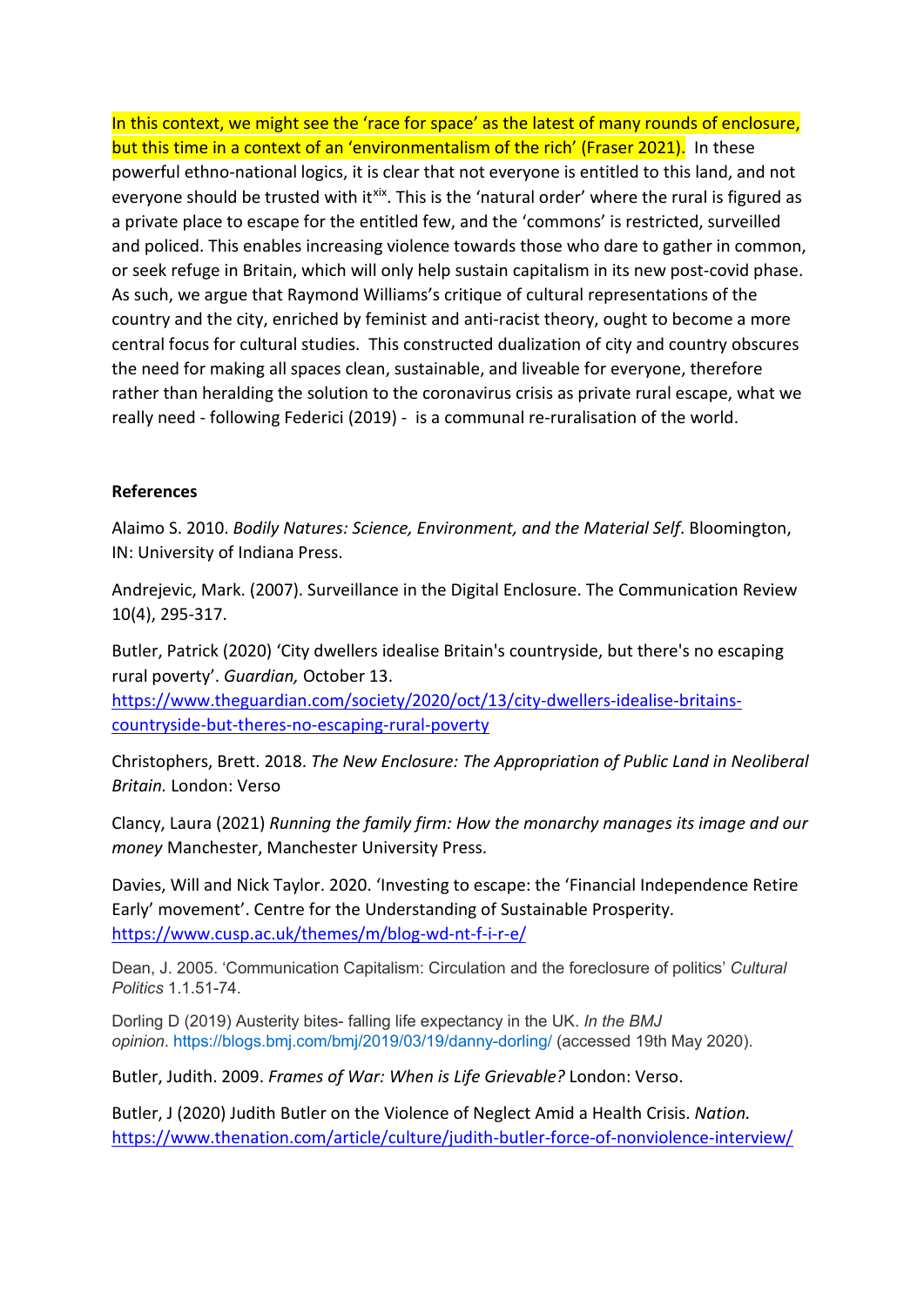In this context, we might see the 'race for space' as the latest of many rounds of enclosure, but this time in a context of an 'environmentalism of the rich' (Fraser 2021). In these powerful ethno-national logics, it is clear that not everyone is entitled to this land, and not everyone should be trusted with it[xix]. This is the 'natural order' where the rural is figured as a private place to escape for the entitled few, and the 'commons' is restricted, surveilled and policed. This enables increasing violence towards those who dare to gather in common, or seek refuge in Britain, which will only help sustain capitalism in its new post-covid phase. As such, we argue that Raymond Williams's critique of cultural representations of the country and the city, enriched by feminist and anti-racist theory, ought to become a more central focus for cultural studies. This constructed dualization of city and country obscures the need for making all spaces clean, sustainable, and liveable for everyone, therefore rather than heralding the solution to the coronavirus crisis as private rural escape, what we really need - following Federici (2019) - is a communal re-ruralisation of the world.

**References**

Alaimo S. 2010. *Bodily Natures: Science, Environment, and the Material Self*. Bloomington, IN: University of Indiana Press.

Andrejevic, Mark. (2007). Surveillance in the Digital Enclosure. The Communication Review 10(4), 295-317.

Butler, Patrick (2020) 'City dwellers idealise Britain's countryside, but there's no escaping rural poverty'. *Guardian,* October 13. https://www.theguardian.com/society/2020/oct/13/city-dwellers-idealise-britains-countryside-but-theres-no-escaping-rural-poverty

Christophers, Brett. 2018. *The New Enclosure: The Appropriation of Public Land in Neoliberal Britain.* London: Verso

Clancy, Laura (2021) *Running the family firm: How the monarchy manages its image and our money* Manchester, Manchester University Press.

Davies, Will and Nick Taylor. 2020. 'Investing to escape: the 'Financial Independence Retire Early' movement'. Centre for the Understanding of Sustainable Prosperity. https://www.cusp.ac.uk/themes/m/blog-wd-nt-f-i-r-e/

Dean, J. 2005. 'Communication Capitalism: Circulation and the foreclosure of politics' *Cultural Politics* 1.1.51-74.

Dorling D (2019) Austerity bites- falling life expectancy in the UK. *In the BMJ opinion*. https://blogs.bmj.com/bmj/2019/03/19/danny-dorling/ (accessed 19th May 2020).

Butler, Judith. 2009. *Frames of War: When is Life Grievable?* London: Verso.

Butler, J (2020) Judith Butler on the Violence of Neglect Amid a Health Crisis. *Nation.* https://www.thenation.com/article/culture/judith-butler-force-of-nonviolence-interview/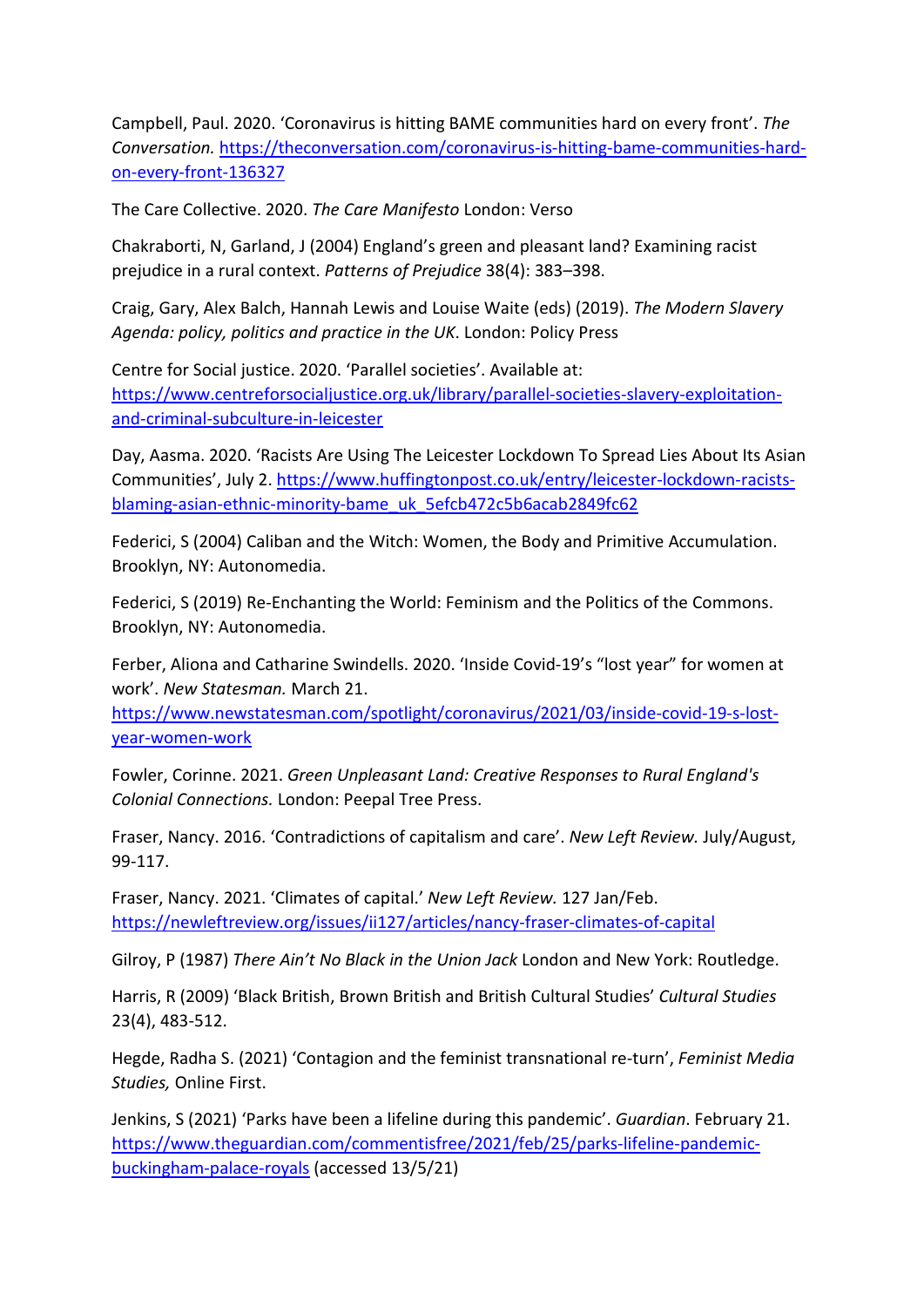Campbell, Paul. 2020. 'Coronavirus is hitting BAME communities hard on every front'. *The Conversation.* https://theconversation.com/coronavirus-is-hitting-bame-communities-hard-on-every-front-136327

The Care Collective. 2020. *The Care Manifesto* London: Verso

Chakraborti, N, Garland, J (2004) England's green and pleasant land? Examining racist prejudice in a rural context. *Patterns of Prejudice* 38(4): 383–398.

Craig, Gary, Alex Balch, Hannah Lewis and Louise Waite (eds) (2019). *The Modern Slavery Agenda: policy, politics and practice in the UK*. London: Policy Press

Centre for Social justice. 2020. 'Parallel societies'. Available at: https://www.centreforsocialjustice.org.uk/library/parallel-societies-slavery-exploitation-and-criminal-subculture-in-leicester

Day, Aasma. 2020. 'Racists Are Using The Leicester Lockdown To Spread Lies About Its Asian Communities', July 2. https://www.huffingtonpost.co.uk/entry/leicester-lockdown-racists-blaming-asian-ethnic-minority-bame_uk_5efcb472c5b6acab2849fc62

Federici, S (2004) Caliban and the Witch: Women, the Body and Primitive Accumulation. Brooklyn, NY: Autonomedia.

Federici, S (2019) Re-Enchanting the World: Feminism and the Politics of the Commons. Brooklyn, NY: Autonomedia.

Ferber, Aliona and Catharine Swindells. 2020. 'Inside Covid-19's "lost year" for women at work'. *New Statesman.* March 21. https://www.newstatesman.com/spotlight/coronavirus/2021/03/inside-covid-19-s-lost-year-women-work

Fowler, Corinne. 2021. *Green Unpleasant Land: Creative Responses to Rural England's Colonial Connections.* London: Peepal Tree Press.

Fraser, Nancy. 2016. 'Contradictions of capitalism and care'. *New Left Review.* July/August, 99-117.

Fraser, Nancy. 2021. 'Climates of capital.' *New Left Review.* 127 Jan/Feb. https://newleftreview.org/issues/ii127/articles/nancy-fraser-climates-of-capital

Gilroy, P (1987) *There Ain't No Black in the Union Jack* London and New York: Routledge.

Harris, R (2009) 'Black British, Brown British and British Cultural Studies' *Cultural Studies* 23(4), 483-512.

Hegde, Radha S. (2021) 'Contagion and the feminist transnational re-turn', *Feminist Media Studies,* Online First.

Jenkins, S (2021) 'Parks have been a lifeline during this pandemic'. *Guardian*. February 21. https://www.theguardian.com/commentisfree/2021/feb/25/parks-lifeline-pandemic-buckingham-palace-royals (accessed 13/5/21)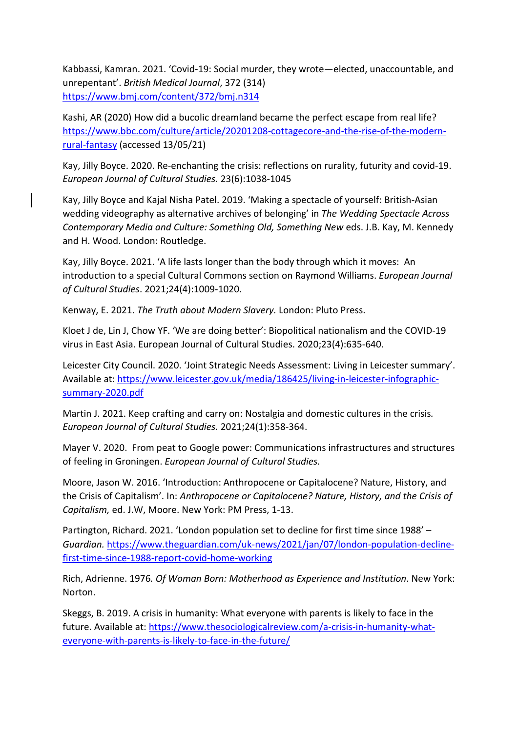Kabbassi, Kamran. 2021. 'Covid-19: Social murder, they wrote—elected, unaccountable, and unrepentant'. *British Medical Journal*, 372 (314) https://www.bmj.com/content/372/bmj.n314

Kashi, AR (2020) How did a bucolic dreamland became the perfect escape from real life? https://www.bbc.com/culture/article/20201208-cottagecore-and-the-rise-of-the-modern-rural-fantasy (accessed 13/05/21)

Kay, Jilly Boyce. 2020. Re-enchanting the crisis: reflections on rurality, futurity and covid-19. *European Journal of Cultural Studies.* 23(6):1038-1045

Kay, Jilly Boyce and Kajal Nisha Patel. 2019. 'Making a spectacle of yourself: British-Asian wedding videography as alternative archives of belonging' in *The Wedding Spectacle Across Contemporary Media and Culture: Something Old, Something New* eds. J.B. Kay, M. Kennedy and H. Wood. London: Routledge.

Kay, Jilly Boyce. 2021. 'A life lasts longer than the body through which it moves: An introduction to a special Cultural Commons section on Raymond Williams. *European Journal of Cultural Studies*. 2021;24(4):1009-1020.

Kenway, E. 2021. *The Truth about Modern Slavery.* London: Pluto Press.

Kloet J de, Lin J, Chow YF. 'We are doing better': Biopolitical nationalism and the COVID-19 virus in East Asia. European Journal of Cultural Studies. 2020;23(4):635-640.

Leicester City Council. 2020. 'Joint Strategic Needs Assessment: Living in Leicester summary'. Available at: https://www.leicester.gov.uk/media/186425/living-in-leicester-infographic-summary-2020.pdf

Martin J. 2021. Keep crafting and carry on: Nostalgia and domestic cultures in the crisis*. European Journal of Cultural Studies.* 2021;24(1):358-364.

Mayer V. 2020. From peat to Google power: Communications infrastructures and structures of feeling in Groningen. *European Journal of Cultural Studies.*

Moore, Jason W. 2016. 'Introduction: Anthropocene or Capitalocene? Nature, History, and the Crisis of Capitalism'. In: *Anthropocene or Capitalocene? Nature, History, and the Crisis of Capitalism,* ed. J.W, Moore. New York: PM Press, 1-13.

Partington, Richard. 2021. 'London population set to decline for first time since 1988' – *Guardian.* https://www.theguardian.com/uk-news/2021/jan/07/london-population-decline-first-time-since-1988-report-covid-home-working

Rich, Adrienne. 1976*. Of Woman Born: Motherhood as Experience and Institution*. New York: Norton.

Skeggs, B. 2019. A crisis in humanity: What everyone with parents is likely to face in the future. Available at: https://www.thesociologicalreview.com/a-crisis-in-humanity-what-everyone-with-parents-is-likely-to-face-in-the-future/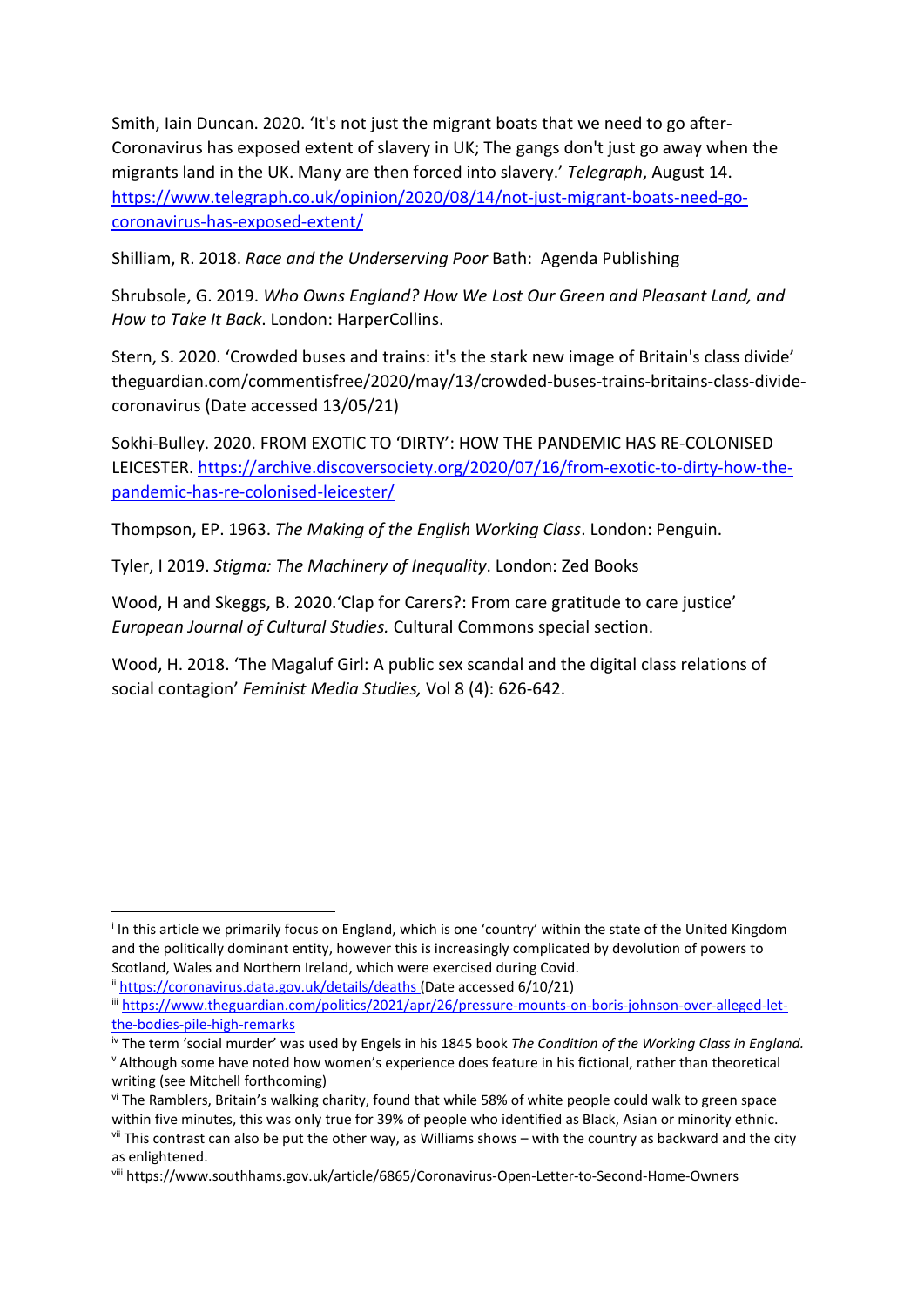Smith, Iain Duncan. 2020. 'It's not just the migrant boats that we need to go after- Coronavirus has exposed extent of slavery in UK; The gangs don't just go away when the migrants land in the UK. Many are then forced into slavery.' *Telegraph*, August 14. https://www.telegraph.co.uk/opinion/2020/08/14/not-just-migrant-boats-need-go-coronavirus-has-exposed-extent/

Shilliam, R. 2018. *Race and the Underserving Poor* Bath: Agenda Publishing

Shrubsole, G. 2019. *Who Owns England? How We Lost Our Green and Pleasant Land, and How to Take It Back*. London: HarperCollins.

Stern, S. 2020. 'Crowded buses and trains: it's the stark new image of Britain's class divide' theguardian.com/commentisfree/2020/may/13/crowded-buses-trains-britains-class-divide-coronavirus (Date accessed 13/05/21)

Sokhi-Bulley. 2020. FROM EXOTIC TO 'DIRTY': HOW THE PANDEMIC HAS RE-COLONISED LEICESTER. https://archive.discoversociety.org/2020/07/16/from-exotic-to-dirty-how-the-pandemic-has-re-colonised-leicester/

Thompson, EP. 1963. *The Making of the English Working Class*. London: Penguin.

Tyler, I 2019. *Stigma: The Machinery of Inequality*. London: Zed Books

Wood, H and Skeggs, B. 2020.'Clap for Carers?: From care gratitude to care justice' *European Journal of Cultural Studies.* Cultural Commons special section.

Wood, H. 2018. 'The Magaluf Girl: A public sex scandal and the digital class relations of social contagion' *Feminist Media Studies,* Vol 8 (4): 626-642.

---

[i] In this article we primarily focus on England, which is one 'country' within the state of the United Kingdom and the politically dominant entity, however this is increasingly complicated by devolution of powers to Scotland, Wales and Northern Ireland, which were exercised during Covid.

[ii] https://coronavirus.data.gov.uk/details/deaths (Date accessed 6/10/21)

[iii] https://www.theguardian.com/politics/2021/apr/26/pressure-mounts-on-boris-johnson-over-alleged-let-the-bodies-pile-high-remarks

[iv] The term 'social murder' was used by Engels in his 1845 book *The Condition of the Working Class in England.*

[v] Although some have noted how women's experience does feature in his fictional, rather than theoretical writing (see Mitchell forthcoming)

[vi] The Ramblers, Britain's walking charity, found that while 58% of white people could walk to green space within five minutes, this was only true for 39% of people who identified as Black, Asian or minority ethnic.

[vii] This contrast can also be put the other way, as Williams shows – with the country as backward and the city as enlightened.

[viii] https://www.southhams.gov.uk/article/6865/Coronavirus-Open-Letter-to-Second-Home-Owners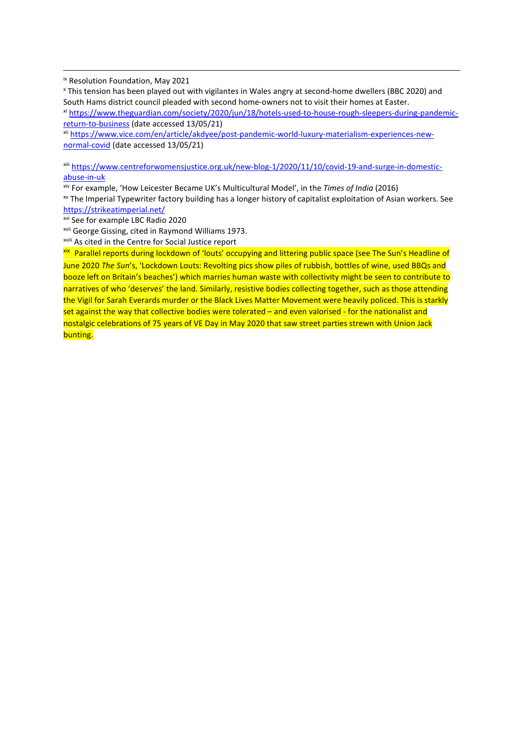[ix] Resolution Foundation, May 2021

[x] This tension has been played out with vigilantes in Wales angry at second-home dwellers (BBC 2020) and South Hams district council pleaded with second home-owners not to visit their homes at Easter.

[xi] https://www.theguardian.com/society/2020/jun/18/hotels-used-to-house-rough-sleepers-during-pandemic-return-to-business (date accessed 13/05/21)

[xii] https://www.vice.com/en/article/akdyee/post-pandemic-world-luxury-materialism-experiences-new-normal-covid (date accessed 13/05/21)

[xiii] https://www.centreforwomensjustice.org.uk/new-blog-1/2020/11/10/covid-19-and-surge-in-domestic-abuse-in-uk

[xiv] For example, 'How Leicester Became UK's Multicultural Model', in the *Times of India* (2016)

[xv] The Imperial Typewriter factory building has a longer history of capitalist exploitation of Asian workers. See https://strikeatimperial.net/

[xvi] See for example LBC Radio 2020

[xvii] George Gissing, cited in Raymond Williams 1973.

[xviii] As cited in the Centre for Social Justice report

[xix] Parallel reports during lockdown of 'louts' occupying and littering public space (see The Sun's Headline of June 2020 *The Sun*'s, 'Lockdown Louts: Revolting pics show piles of rubbish, bottles of wine, used BBQs and booze left on Britain's beaches') which marries human waste with collectivity might be seen to contribute to narratives of who 'deserves' the land. Similarly, resistive bodies collecting together, such as those attending the Vigil for Sarah Everards murder or the Black Lives Matter Movement were heavily policed. This is starkly set against the way that collective bodies were tolerated – and even valorised - for the nationalist and nostalgic celebrations of 75 years of VE Day in May 2020 that saw street parties strewn with Union Jack bunting.